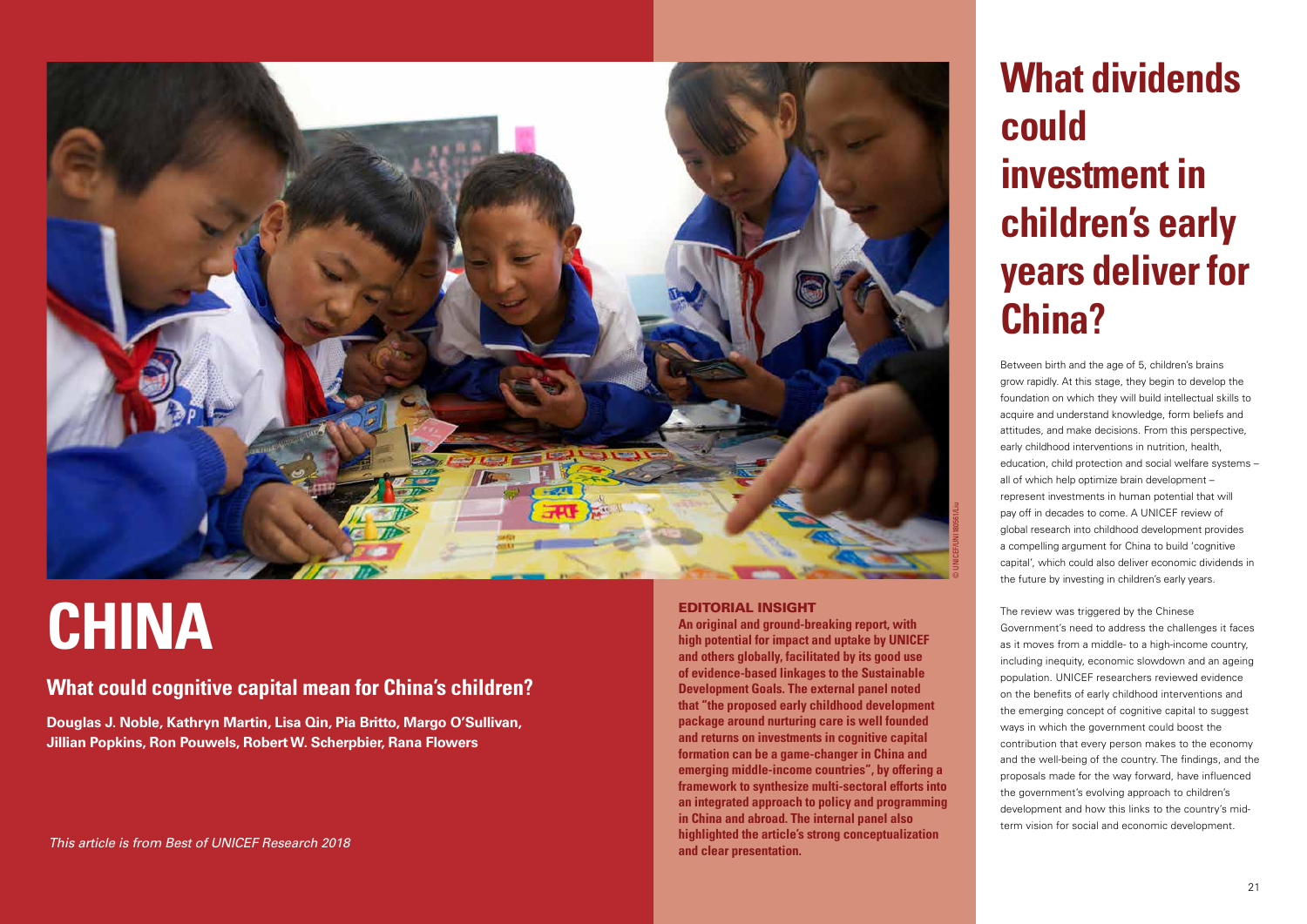# CHINA

## What could cognitive capital mean for China's children?

**Douglas J. Noble, Kathryn Martin, Lisa Qin, Pia Britto, Margo O'Sullivan, Jillian Popkins, Ron Pouwels, Robert W. Scherpbier, Rana Flowers**

*This article is from Best of UNICEF Research 2018*

© UNICEF/UN0180561/Liu

### EDITORIAL INSIGHT

**An original and ground-breaking report, with high potential for impact and uptake by UNICEF and others globally, facilitated by its good use of evidence-based linkages to the Sustainable Development Goals. The external panel noted that "the proposed early childhood development package around nurturing care is well founded and returns on investments in cognitive capital formation can be a game-changer in China and emerging middle-income countries", by offering a framework to synthesize multi-sectoral efforts into an integrated approach to policy and programming in China and abroad. The internal panel also highlighted the article's strong conceptualization and clear presentation.**

# What dividends could investment in children's early years deliver for China?

Between birth and the age of 5, children's brains grow rapidly. At this stage, they begin to develop the foundation on which they will build intellectual skills to acquire and understand knowledge, form beliefs and attitudes, and make decisions. From this perspective, early childhood interventions in nutrition, health, education, child protection and social welfare systems – all of which help optimize brain development – represent investments in human potential that will pay off in decades to come. A UNICEF review of global research into childhood development provides a compelling argument for China to build 'cognitive capital', which could also deliver economic dividends in the future by investing in children's early years.

The review was triggered by the Chinese Government's need to address the challenges it faces as it moves from a middle- to a high-income country, including inequity, economic slowdown and an ageing population. UNICEF researchers reviewed evidence on the benefits of early childhood interventions and the emerging concept of cognitive capital to suggest ways in which the government could boost the contribution that every person makes to the economy and the well-being of the country. The findings, and the proposals made for the way forward, have influenced the government's evolving approach to children's development and how this links to the country's mid-term vision for social and economic development.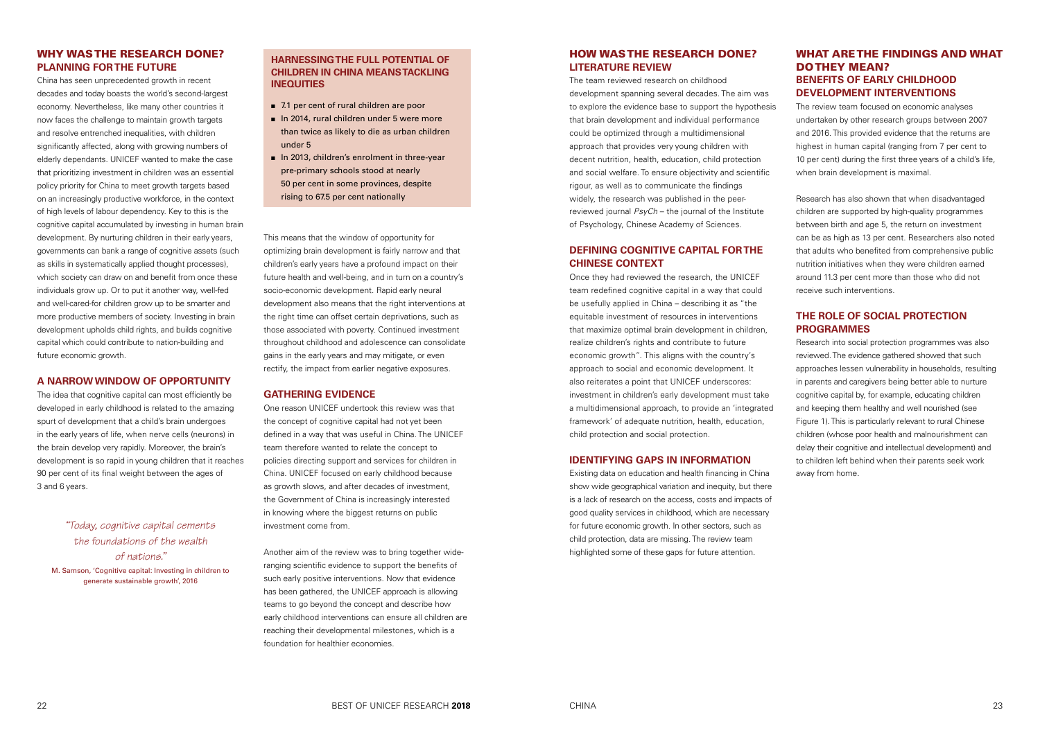## WHY WAS THE RESEARCH DONE?

### PLANNING FOR THE FUTURE

China has seen unprecedented growth in recent decades and today boasts the world's second-largest economy. Nevertheless, like many other countries it now faces the challenge to maintain growth targets and resolve entrenched inequalities, with children significantly affected, along with growing numbers of elderly dependants. UNICEF wanted to make the case that prioritizing investment in children was an essential policy priority for China to meet growth targets based on an increasingly productive workforce, in the context of high levels of labour dependency. Key to this is the cognitive capital accumulated by investing in human brain development. By nurturing children in their early years, governments can bank a range of cognitive assets (such as skills in systematically applied thought processes), which society can draw on and benefit from once these individuals grow up. Or to put it another way, well-fed and well-cared-for children grow up to be smarter and more productive members of society. Investing in brain development upholds child rights, and builds cognitive capital which could contribute to nation-building and future economic growth.

### A NARROW WINDOW OF OPPORTUNITY

The idea that cognitive capital can most efficiently be developed in early childhood is related to the amazing spurt of development that a child's brain undergoes in the early years of life, when nerve cells (neurons) in the brain develop very rapidly. Moreover, the brain's development is so rapid in young children that it reaches 90 per cent of its final weight between the ages of 3 and 6 years.

> *"Today, cognitive capital cements the foundations of the wealth of nations."*
>
> M. Samson, 'Cognitive capital: Investing in children to generate sustainable growth', 2016

### HARNESSING THE FULL POTENTIAL OF CHILDREN IN CHINA MEANS TACKLING INEQUITIES

- 7.1 per cent of rural children are poor
- In 2014, rural children under 5 were more than twice as likely to die as urban children under 5
- In 2013, children's enrolment in three-year pre-primary schools stood at nearly 50 per cent in some provinces, despite rising to 67.5 per cent nationally

This means that the window of opportunity for optimizing brain development is fairly narrow and that children's early years have a profound impact on their future health and well-being, and in turn on a country's socio-economic development. Rapid early neural development also means that the right interventions at the right time can offset certain deprivations, such as those associated with poverty. Continued investment throughout childhood and adolescence can consolidate gains in the early years and may mitigate, or even rectify, the impact from earlier negative exposures.

### GATHERING EVIDENCE

One reason UNICEF undertook this review was that the concept of cognitive capital had not yet been defined in a way that was useful in China. The UNICEF team therefore wanted to relate the concept to policies directing support and services for children in China. UNICEF focused on early childhood because as growth slows, and after decades of investment, the Government of China is increasingly interested in knowing where the biggest returns on public investment come from.

Another aim of the review was to bring together wide-ranging scientific evidence to support the benefits of such early positive interventions. Now that evidence has been gathered, the UNICEF approach is allowing teams to go beyond the concept and describe how early childhood interventions can ensure all children are reaching their developmental milestones, which is a foundation for healthier economies.

## HOW WAS THE RESEARCH DONE?

### LITERATURE REVIEW

The team reviewed research on childhood development spanning several decades. The aim was to explore the evidence base to support the hypothesis that brain development and individual performance could be optimized through a multidimensional approach that provides very young children with decent nutrition, health, education, child protection and social welfare. To ensure objectivity and scientific rigour, as well as to communicate the findings widely, the research was published in the peer-reviewed journal *PsyCh* – the journal of the Institute of Psychology, Chinese Academy of Sciences.

### DEFINING COGNITIVE CAPITAL FOR THE CHINESE CONTEXT

Once they had reviewed the research, the UNICEF team redefined cognitive capital in a way that could be usefully applied in China – describing it as "the equitable investment of resources in interventions that maximize optimal brain development in children, realize children's rights and contribute to future economic growth". This aligns with the country's approach to social and economic development. It also reiterates a point that UNICEF underscores: investment in children's early development must take a multidimensional approach, to provide an 'integrated framework' of adequate nutrition, health, education, child protection and social protection.

### IDENTIFYING GAPS IN INFORMATION

Existing data on education and health financing in China show wide geographical variation and inequity, but there is a lack of research on the access, costs and impacts of good quality services in childhood, which are necessary for future economic growth. In other sectors, such as child protection, data are missing. The review team highlighted some of these gaps for future attention.

## WHAT ARE THE FINDINGS AND WHAT DO THEY MEAN?

### BENEFITS OF EARLY CHILDHOOD DEVELOPMENT INTERVENTIONS

The review team focused on economic analyses undertaken by other research groups between 2007 and 2016. This provided evidence that the returns are highest in human capital (ranging from 7 per cent to 10 per cent) during the first three years of a child's life, when brain development is maximal.

Research has also shown that when disadvantaged children are supported by high-quality programmes between birth and age 5, the return on investment can be as high as 13 per cent. Researchers also noted that adults who benefited from comprehensive public nutrition initiatives when they were children earned around 11.3 per cent more than those who did not receive such interventions.

### THE ROLE OF SOCIAL PROTECTION PROGRAMMES

Research into social protection programmes was also reviewed. The evidence gathered showed that such approaches lessen vulnerability in households, resulting in parents and caregivers being better able to nurture cognitive capital by, for example, educating children and keeping them healthy and well nourished (see Figure 1). This is particularly relevant to rural Chinese children (whose poor health and malnourishment can delay their cognitive and intellectual development) and to children left behind when their parents seek work away from home.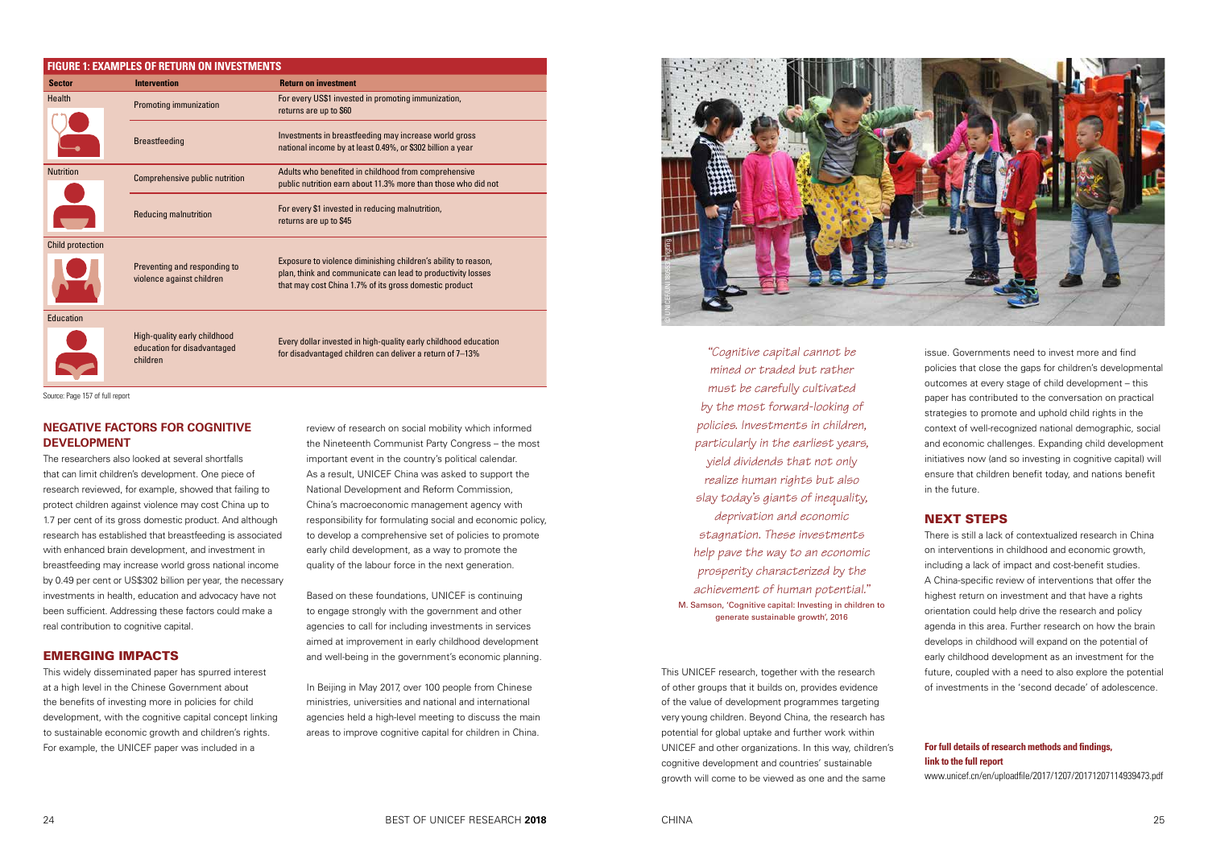**FIGURE 1: EXAMPLES OF RETURN ON INVESTMENTS**

| Sector | Intervention | Return on investment |
|---|---|---|
| Health | Promoting immunization | For every US$1 invested in promoting immunization, returns are up to $60 |
| | Breastfeeding | Investments in breastfeeding may increase world gross national income by at least 0.49%, or $302 billion a year |
| Nutrition | Comprehensive public nutrition | Adults who benefited in childhood from comprehensive public nutrition earn about 11.3% more than those who did not |
| | Reducing malnutrition | For every $1 invested in reducing malnutrition, returns are up to $45 |
| Child protection | Preventing and responding to violence against children | Exposure to violence diminishing children's ability to reason, plan, think and communicate can lead to productivity losses that may cost China 1.7% of its gross domestic product |
| Education | High-quality early childhood education for disadvantaged children | Every dollar invested in high-quality early childhood education for disadvantaged children can deliver a return of 7–13% |

Source: Page 157 of full report

## NEGATIVE FACTORS FOR COGNITIVE DEVELOPMENT

The researchers also looked at several shortfalls that can limit children's development. One piece of research reviewed, for example, showed that failing to protect children against violence may cost China up to 1.7 per cent of its gross domestic product. And although research has established that breastfeeding is associated with enhanced brain development, and investment in breastfeeding may increase world gross national income by 0.49 per cent or US$302 billion per year, the necessary investments in health, education and advocacy have not been sufficient. Addressing these factors could make a real contribution to cognitive capital.

## EMERGING IMPACTS

This widely disseminated paper has spurred interest at a high level in the Chinese Government about the benefits of investing more in policies for child development, with the cognitive capital concept linking to sustainable economic growth and children's rights. For example, the UNICEF paper was included in a review of research on social mobility which informed the Nineteenth Communist Party Congress – the most important event in the country's political calendar. As a result, UNICEF China was asked to support the National Development and Reform Commission, China's macroeconomic management agency with responsibility for formulating social and economic policy, to develop a comprehensive set of policies to promote early child development, as a way to promote the quality of the labour force in the next generation.

Based on these foundations, UNICEF is continuing to engage strongly with the government and other agencies to call for including investments in services aimed at improvement in early childhood development and well-being in the government's economic planning.

In Beijing in May 2017, over 100 people from Chinese ministries, universities and national and international agencies held a high-level meeting to discuss the main areas to improve cognitive capital for children in China.

© UNICEF/UN0189353/Yang Hang

*"Cognitive capital cannot be mined or traded but rather must be carefully cultivated by the most forward-looking of policies. Investments in children, particularly in the earliest years, yield dividends that not only realize human rights but also slay today's giants of inequality, deprivation and economic stagnation. These investments help pave the way to an economic prosperity characterized by the achievement of human potential."*

M. Samson, 'Cognitive capital: Investing in children to generate sustainable growth', 2016

This UNICEF research, together with the research of other groups that it builds on, provides evidence of the value of development programmes targeting very young children. Beyond China, the research has potential for global uptake and further work within UNICEF and other organizations. In this way, children's cognitive development and countries' sustainable growth will come to be viewed as one and the same issue. Governments need to invest more and find policies that close the gaps for children's developmental outcomes at every stage of child development – this paper has contributed to the conversation on practical strategies to promote and uphold child rights in the context of well-recognized national demographic, social and economic challenges. Expanding child development initiatives now (and so investing in cognitive capital) will ensure that children benefit today, and nations benefit in the future.

## NEXT STEPS

There is still a lack of contextualized research in China on interventions in childhood and economic growth, including a lack of impact and cost-benefit studies. A China-specific review of interventions that offer the highest return on investment and that have a rights orientation could help drive the research and policy agenda in this area. Further research on how the brain develops in childhood will expand on the potential of early childhood development as an investment for the future, coupled with a need to also explore the potential of investments in the 'second decade' of adolescence.

**For full details of research methods and findings, link to the full report**
www.unicef.cn/en/uploadfile/2017/1207/20171207114939473.pdf